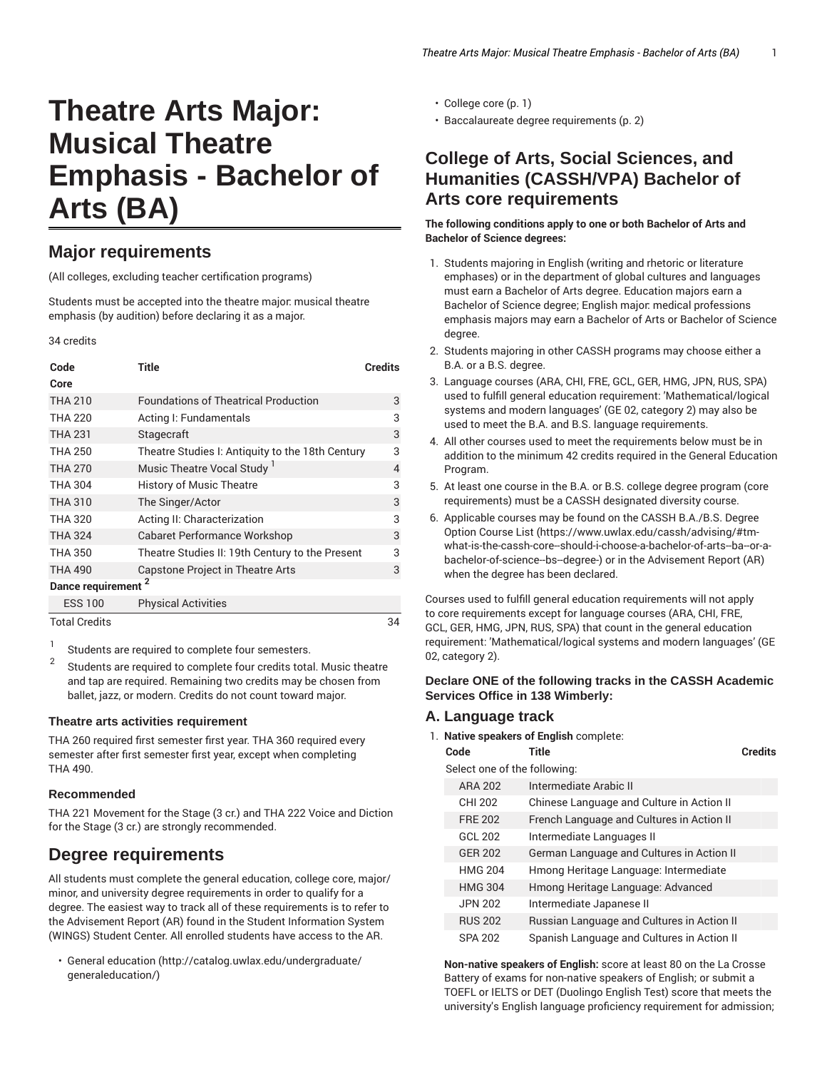# Theatre Arts Major: Musical Theatre Emphasis - Bachelor of Arts (BA)

## Major requirements

(All colleges, excluding teacher certification programs)

Students must be accepted into the theatre major: musical theatre emphasis (by audition) before declaring it as a major.

34 credits

| Code | Title | Credits |
| --- | --- | --- |
| **Core** | | |
| THA 210 | Foundations of Theatrical Production | 3 |
| THA 220 | Acting I: Fundamentals | 3 |
| THA 231 | Stagecraft | 3 |
| THA 250 | Theatre Studies I: Antiquity to the 18th Century | 3 |
| THA 270 | Music Theatre Vocal Study [1] | 4 |
| THA 304 | History of Music Theatre | 3 |
| THA 310 | The Singer/Actor | 3 |
| THA 320 | Acting II: Characterization | 3 |
| THA 324 | Cabaret Performance Workshop | 3 |
| THA 350 | Theatre Studies II: 19th Century to the Present | 3 |
| THA 490 | Capstone Project in Theatre Arts | 3 |
| **Dance requirement** [2] | | |
| ESS 100 | Physical Activities | |
| Total Credits | | 34 |

1. Students are required to complete four semesters.
2. Students are required to complete four credits total. Music theatre and tap are required. Remaining two credits may be chosen from ballet, jazz, or modern. Credits do not count toward major.

### Theatre arts activities requirement

THA 260 required first semester first year. THA 360 required every semester after first semester first year, except when completing THA 490.

### Recommended

THA 221 Movement for the Stage (3 cr.) and THA 222 Voice and Diction for the Stage (3 cr.) are strongly recommended.

## Degree requirements

All students must complete the general education, college core, major/minor, and university degree requirements in order to qualify for a degree. The easiest way to track all of these requirements is to refer to the Advisement Report (AR) found in the Student Information System (WINGS) Student Center. All enrolled students have access to the AR.

- General education (http://catalog.uwlax.edu/undergraduate/generaleducation/)
- College core (p. 1)
- Baccalaureate degree requirements (p. 2)

## College of Arts, Social Sciences, and Humanities (CASSH/VPA) Bachelor of Arts core requirements

**The following conditions apply to one or both Bachelor of Arts and Bachelor of Science degrees:**

1. Students majoring in English (writing and rhetoric or literature emphases) or in the department of global cultures and languages must earn a Bachelor of Arts degree. Education majors earn a Bachelor of Science degree; English major: medical professions emphasis majors may earn a Bachelor of Arts or Bachelor of Science degree.
2. Students majoring in other CASSH programs may choose either a B.A. or a B.S. degree.
3. Language courses (ARA, CHI, FRE, GCL, GER, HMG, JPN, RUS, SPA) used to fulfill general education requirement: 'Mathematical/logical systems and modern languages' (GE 02, category 2) may also be used to meet the B.A. and B.S. language requirements.
4. All other courses used to meet the requirements below must be in addition to the minimum 42 credits required in the General Education Program.
5. At least one course in the B.A. or B.S. college degree program (core requirements) must be a CASSH designated diversity course.
6. Applicable courses may be found on the CASSH B.A./B.S. Degree Option Course List (https://www.uwlax.edu/cassh/advising/#tm-what-is-the-cassh-core--should-i-choose-a-bachelor-of-arts--ba--or-a-bachelor-of-science--bs--degree-) or in the Advisement Report (AR) when the degree has been declared.

Courses used to fulfill general education requirements will not apply to core requirements except for language courses (ARA, CHI, FRE, GCL, GER, HMG, JPN, RUS, SPA) that count in the general education requirement: 'Mathematical/logical systems and modern languages' (GE 02, category 2).

### Declare ONE of the following tracks in the CASSH Academic Services Office in 138 Wimberly:

### A. Language track

1. **Native speakers of English** complete:

| Code | Title | Credits |
| --- | --- | --- |
| Select one of the following: | | |
| ARA 202 | Intermediate Arabic II | |
| CHI 202 | Chinese Language and Culture in Action II | |
| FRE 202 | French Language and Cultures in Action II | |
| GCL 202 | Intermediate Languages II | |
| GER 202 | German Language and Cultures in Action II | |
| HMG 204 | Hmong Heritage Language: Intermediate | |
| HMG 304 | Hmong Heritage Language: Advanced | |
| JPN 202 | Intermediate Japanese II | |
| RUS 202 | Russian Language and Cultures in Action II | |
| SPA 202 | Spanish Language and Cultures in Action II | |

**Non-native speakers of English:** score at least 80 on the La Crosse Battery of exams for non-native speakers of English; or submit a TOEFL or IELTS or DET (Duolingo English Test) score that meets the university's English language proficiency requirement for admission;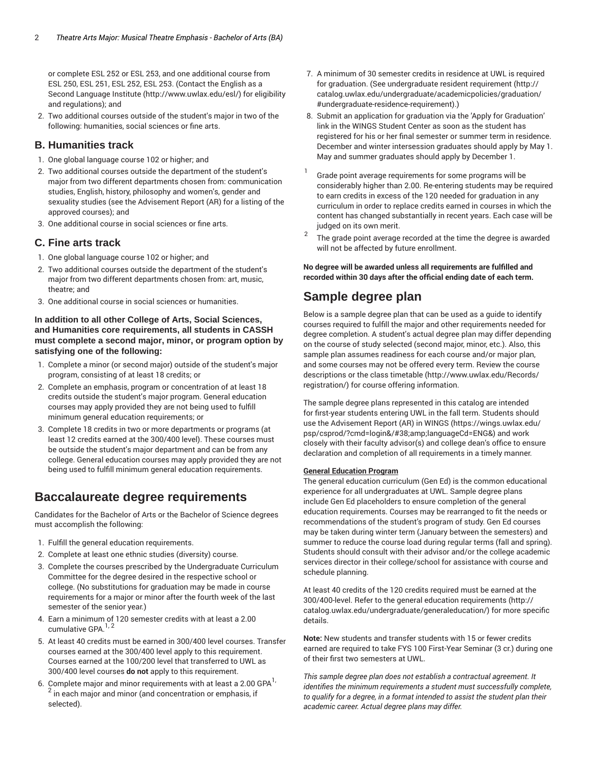or complete ESL 252 or ESL 253, and one additional course from ESL 250, ESL 251, ESL 252, ESL 253. (Contact the English as a Second Language Institute (http://www.uwlax.edu/esl/) for eligibility and regulations); and

2. Two additional courses outside of the student's major in two of the following: humanities, social sciences or fine arts.

### B. Humanities track

1. One global language course 102 or higher; and
2. Two additional courses outside the department of the student's major from two different departments chosen from: communication studies, English, history, philosophy and women's, gender and sexuality studies (see the Advisement Report (AR) for a listing of the approved courses); and
3. One additional course in social sciences or fine arts.

### C. Fine arts track

1. One global language course 102 or higher; and
2. Two additional courses outside the department of the student's major from two different departments chosen from: art, music, theatre; and
3. One additional course in social sciences or humanities.

**In addition to all other College of Arts, Social Sciences, and Humanities core requirements, all students in CASSH must complete a second major, minor, or program option by satisfying one of the following:**

1. Complete a minor (or second major) outside of the student's major program, consisting of at least 18 credits; or
2. Complete an emphasis, program or concentration of at least 18 credits outside the student's major program. General education courses may apply provided they are not being used to fulfill minimum general education requirements; or
3. Complete 18 credits in two or more departments or programs (at least 12 credits earned at the 300/400 level). These courses must be outside the student's major department and can be from any college. General education courses may apply provided they are not being used to fulfill minimum general education requirements.

## Baccalaureate degree requirements

Candidates for the Bachelor of Arts or the Bachelor of Science degrees must accomplish the following:

1. Fulfill the general education requirements.
2. Complete at least one ethnic studies (diversity) course.
3. Complete the courses prescribed by the Undergraduate Curriculum Committee for the degree desired in the respective school or college. (No substitutions for graduation may be made in course requirements for a major or minor after the fourth week of the last semester of the senior year.)
4. Earn a minimum of 120 semester credits with at least a 2.00 cumulative GPA.[1, 2]
5. At least 40 credits must be earned in 300/400 level courses. Transfer courses earned at the 300/400 level apply to this requirement. Courses earned at the 100/200 level that transferred to UWL as 300/400 level courses **do not** apply to this requirement.
6. Complete major and minor requirements with at least a 2.00 GPA[1, 2] in each major and minor (and concentration or emphasis, if selected).
7. A minimum of 30 semester credits in residence at UWL is required for graduation. (See undergraduate resident requirement (http://catalog.uwlax.edu/undergraduate/academicpolicies/graduation/#undergraduate-residence-requirement).)
8. Submit an application for graduation via the 'Apply for Graduation' link in the WINGS Student Center as soon as the student has registered for his or her final semester or summer term in residence. December and winter intersession graduates should apply by May 1. May and summer graduates should apply by December 1.

[1] Grade point average requirements for some programs will be considerably higher than 2.00. Re-entering students may be required to earn credits in excess of the 120 needed for graduation in any curriculum in order to replace credits earned in courses in which the content has changed substantially in recent years. Each case will be judged on its own merit.

[2] The grade point average recorded at the time the degree is awarded will not be affected by future enrollment.

**No degree will be awarded unless all requirements are fulfilled and recorded within 30 days after the official ending date of each term.**

## Sample degree plan

Below is a sample degree plan that can be used as a guide to identify courses required to fulfill the major and other requirements needed for degree completion. A student's actual degree plan may differ depending on the course of study selected (second major, minor, etc.). Also, this sample plan assumes readiness for each course and/or major plan, and some courses may not be offered every term. Review the course descriptions or the class timetable (http://www.uwlax.edu/Records/registration/) for course offering information.

The sample degree plans represented in this catalog are intended for first-year students entering UWL in the fall term. Students should use the Advisement Report (AR) in WINGS (https://wings.uwlax.edu/psp/csprod/?cmd=login&/#38;amp;languageCd=ENG&) and work closely with their faculty advisor(s) and college dean's office to ensure declaration and completion of all requirements in a timely manner.

**General Education Program**

The general education curriculum (Gen Ed) is the common educational experience for all undergraduates at UWL. Sample degree plans include Gen Ed placeholders to ensure completion of the general education requirements. Courses may be rearranged to fit the needs or recommendations of the student's program of study. Gen Ed courses may be taken during winter term (January between the semesters) and summer to reduce the course load during regular terms (fall and spring). Students should consult with their advisor and/or the college academic services director in their college/school for assistance with course and schedule planning.

At least 40 credits of the 120 credits required must be earned at the 300/400-level. Refer to the general education requirements (http://catalog.uwlax.edu/undergraduate/generaleducation/) for more specific details.

**Note:** New students and transfer students with 15 or fewer credits earned are required to take FYS 100 First-Year Seminar (3 cr.) during one of their first two semesters at UWL.

*This sample degree plan does not establish a contractual agreement. It identifies the minimum requirements a student must successfully complete, to qualify for a degree, in a format intended to assist the student plan their academic career. Actual degree plans may differ.*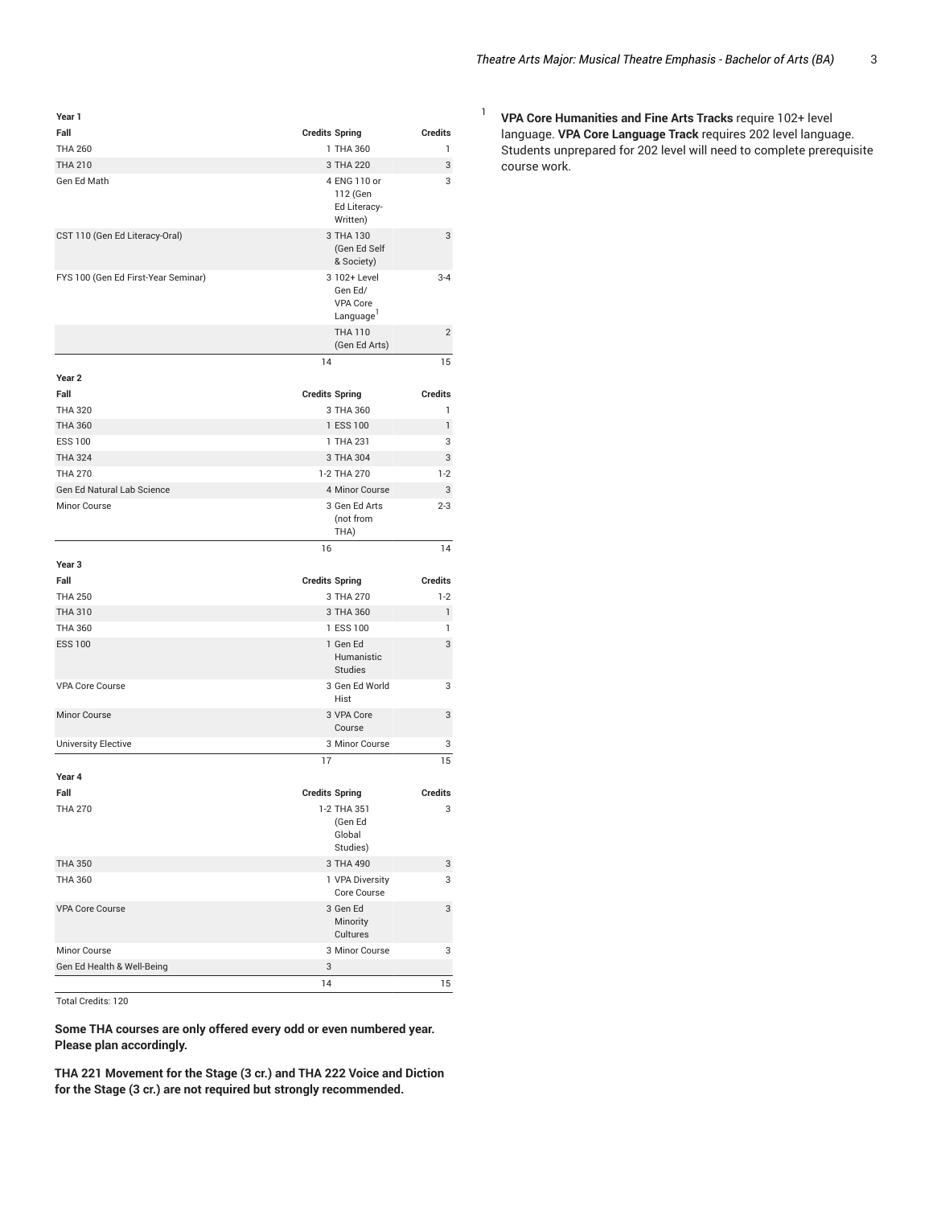| Year 1 | | | |
|---|---|---|---|
| Fall | Credits | Spring | Credits |
| THA 260 | 1 | THA 360 | 1 |
| THA 210 | 3 | THA 220 | 3 |
| Gen Ed Math | 4 | ENG 110 or 112 (Gen Ed Literacy-Written) | 3 |
| CST 110 (Gen Ed Literacy-Oral) | 3 | THA 130 (Gen Ed Self & Society) | 3 |
| FYS 100 (Gen Ed First-Year Seminar) | 3 | 102+ Level Gen Ed/ VPA Core Language[1] | 3-4 |
| | | THA 110 (Gen Ed Arts) | 2 |
| | 14 | | 15 |
| **Year 2** | | | |
| Fall | Credits | Spring | Credits |
| THA 320 | 3 | THA 360 | 1 |
| THA 360 | 1 | ESS 100 | 1 |
| ESS 100 | 1 | THA 231 | 3 |
| THA 324 | 3 | THA 304 | 3 |
| THA 270 | 1-2 | THA 270 | 1-2 |
| Gen Ed Natural Lab Science | 4 | Minor Course | 3 |
| Minor Course | 3 | Gen Ed Arts (not from THA) | 2-3 |
| | 16 | | 14 |
| **Year 3** | | | |
| Fall | Credits | Spring | Credits |
| THA 250 | 3 | THA 270 | 1-2 |
| THA 310 | 3 | THA 360 | 1 |
| THA 360 | 1 | ESS 100 | 1 |
| ESS 100 | 1 | Gen Ed Humanistic Studies | 3 |
| VPA Core Course | 3 | Gen Ed World Hist | 3 |
| Minor Course | 3 | VPA Core Course | 3 |
| University Elective | 3 | Minor Course | 3 |
| | 17 | | 15 |
| **Year 4** | | | |
| Fall | Credits | Spring | Credits |
| THA 270 | 1-2 | THA 351 (Gen Ed Global Studies) | 3 |
| THA 350 | 3 | THA 490 | 3 |
| THA 360 | 1 | VPA Diversity Core Course | 3 |
| VPA Core Course | 3 | Gen Ed Minority Cultures | 3 |
| Minor Course | 3 | Minor Course | 3 |
| Gen Ed Health & Well-Being | 3 | | |
| | 14 | | 15 |

Total Credits: 120

**Some THA courses are only offered every odd or even numbered year. Please plan accordingly.**

**THA 221 Movement for the Stage (3 cr.) and THA 222 Voice and Diction for the Stage (3 cr.) are not required but strongly recommended.**

[1] **VPA Core Humanities and Fine Arts Tracks** require 102+ level language. **VPA Core Language Track** requires 202 level language. Students unprepared for 202 level will need to complete prerequisite course work.